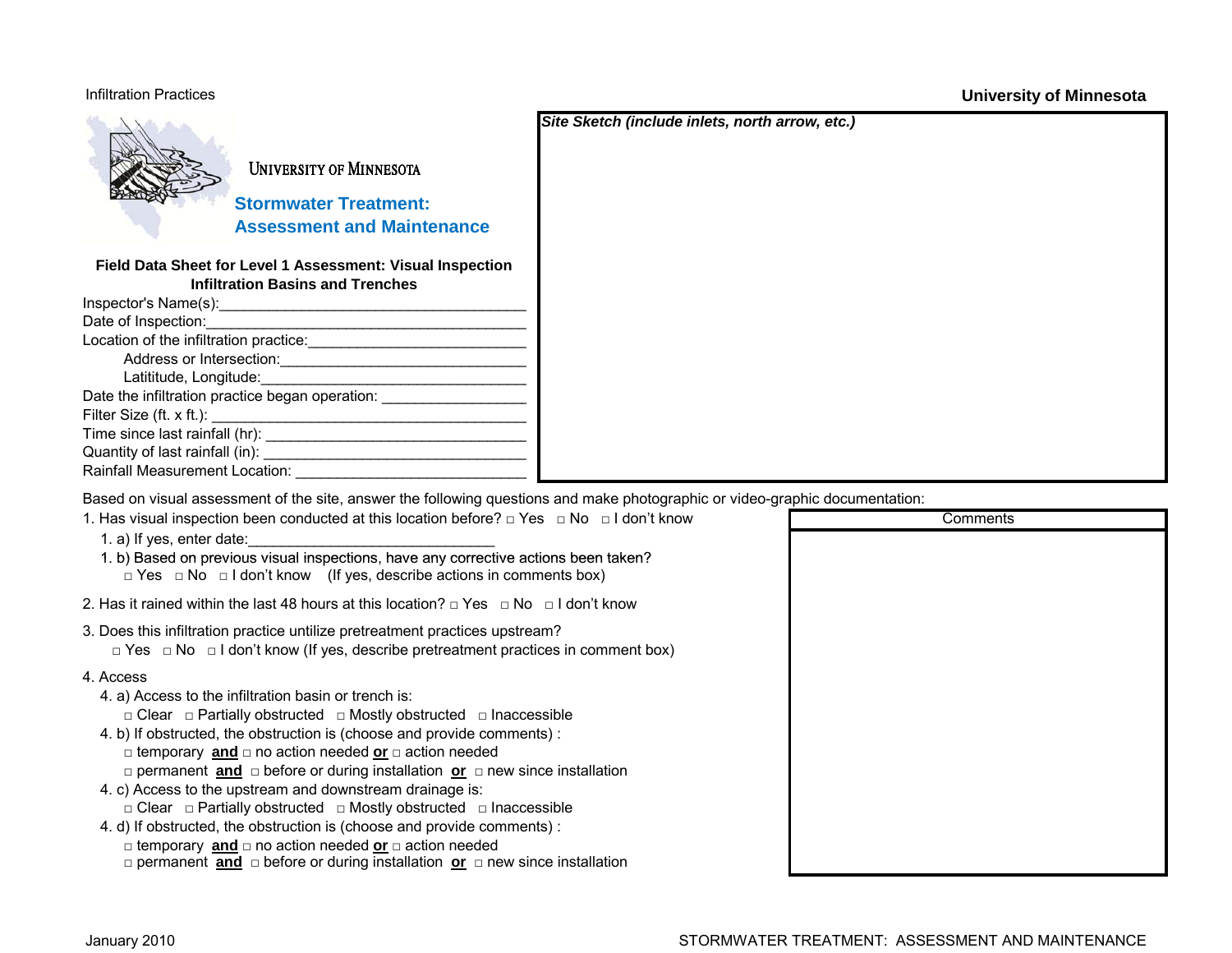UNIVERSITY OF MINNESOTA

## Stormwater Treatment: Assessment and Maintenance

### Field Data Sheet for Level 1 Assessment: Visual Inspection
### Infiltration Basins and Trenches

Inspector's Name(s):______________________________________

Date of Inspection:_______________________________________

Location of the infiltration practice:__________________________

Address or Intersection:______________________________

Latititude, Longitude:________________________________

Date the infiltration practice began operation: _________________

Filter Size (ft. x ft.): ______________________________________

Time since last rainfall (hr): ________________________________

Quantity of last rainfall (in): _______________________________

Rainfall Measurement Location: ____________________________

***Site Sketch (include inlets, north arrow, etc.)***

Based on visual assessment of the site, answer the following questions and make photographic or video-graphic documentation:

1. Has visual inspection been conducted at this location before? □ Yes □ No □ I don't know
   1. a) If yes, enter date:_____________________________
   1. b) Based on previous visual inspections, have any corrective actions been taken?
      □ Yes □ No □ I don't know (If yes, describe actions in comments box)

2. Has it rained within the last 48 hours at this location? □ Yes □ No □ I don't know

3. Does this infiltration practice untilize pretreatment practices upstream?
   □ Yes □ No □ I don't know (If yes, describe pretreatment practices in comment box)

4. Access
   4. a) Access to the infiltration basin or trench is:
      □ Clear □ Partially obstructed □ Mostly obstructed □ Inaccessible
   4. b) If obstructed, the obstruction is (choose and provide comments) :
      □ temporary **<u>and</u>** □ no action needed **<u>or</u>** □ action needed
      □ permanent **<u>and</u>** □ before or during installation **<u>or</u>** □ new since installation
   4. c) Access to the upstream and downstream drainage is:
      □ Clear □ Partially obstructed □ Mostly obstructed □ Inaccessible
   4. d) If obstructed, the obstruction is (choose and provide comments) :
      □ temporary **<u>and</u>** □ no action needed **<u>or</u>** □ action needed
      □ permanent **<u>and</u>** □ before or during installation **<u>or</u>** □ new since installation

| Comments |
| --- |
| |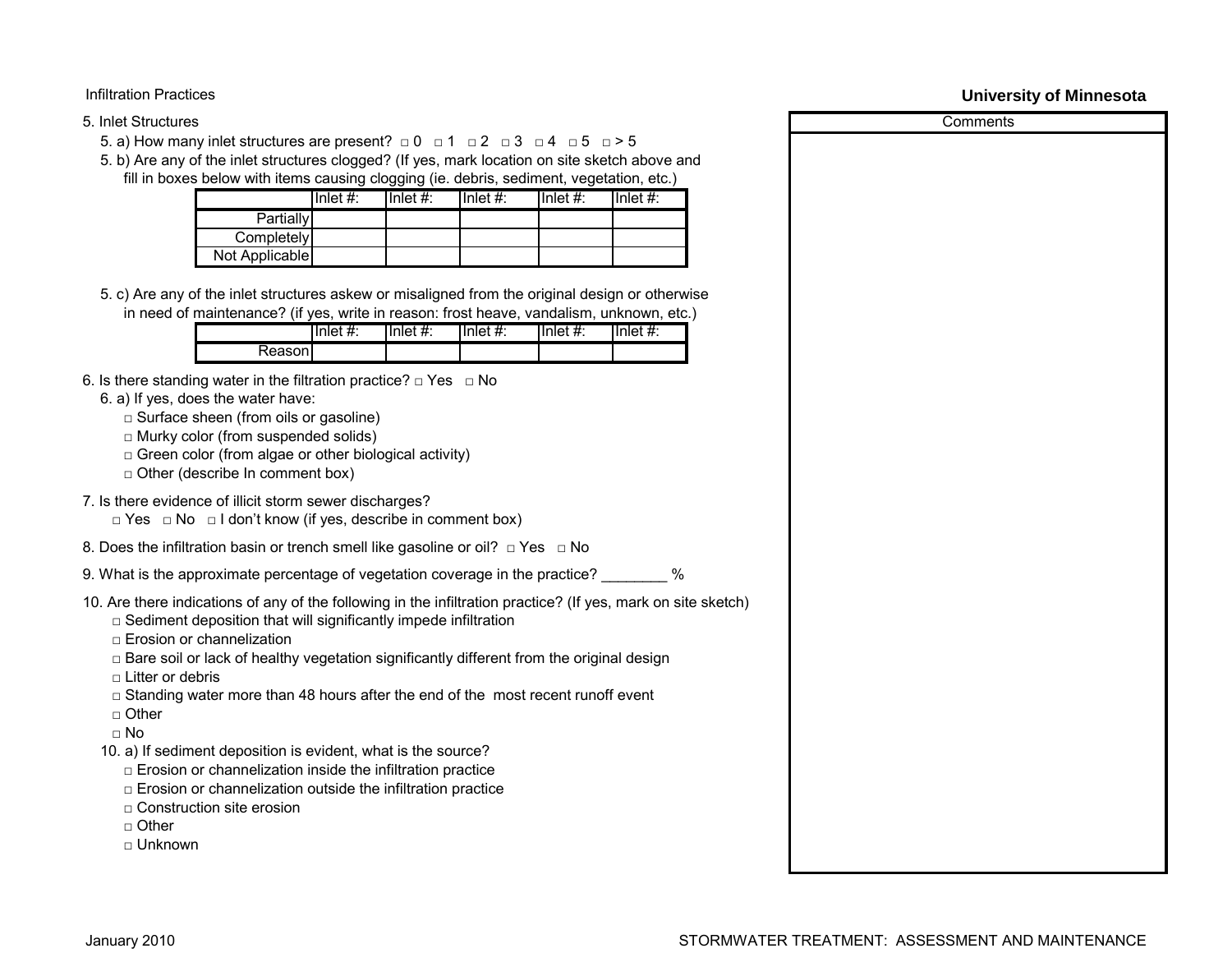5. Inlet Structures

5. a) How many inlet structures are present? □ 0 □ 1 □ 2 □ 3 □ 4 □ 5 □ > 5

5. b) Are any of the inlet structures clogged? (If yes, mark location on site sketch above and fill in boxes below with items causing clogging (ie. debris, sediment, vegetation, etc.)

| | Inlet #: | Inlet #: | Inlet #: | Inlet #: | Inlet #: |
|---|---|---|---|---|---|
| Partially | | | | | |
| Completely | | | | | |
| Not Applicable | | | | | |

5. c) Are any of the inlet structures askew or misaligned from the original design or otherwise in need of maintenance? (if yes, write in reason: frost heave, vandalism, unknown, etc.)

| | Inlet #: | Inlet #: | Inlet #: | Inlet #: | Inlet #: |
|---|---|---|---|---|---|
| Reason | | | | | |

6. Is there standing water in the filtration practice? □ Yes □ No

6. a) If yes, does the water have:
- □ Surface sheen (from oils or gasoline)
- □ Murky color (from suspended solids)
- □ Green color (from algae or other biological activity)
- □ Other (describe In comment box)

7. Is there evidence of illicit storm sewer discharges?
□ Yes □ No □ I don't know (if yes, describe in comment box)

8. Does the infiltration basin or trench smell like gasoline or oil? □ Yes □ No

9. What is the approximate percentage of vegetation coverage in the practice? ________ %

10. Are there indications of any of the following in the infiltration practice? (If yes, mark on site sketch)
- □ Sediment deposition that will significantly impede infiltration
- □ Erosion or channelization
- □ Bare soil or lack of healthy vegetation significantly different from the original design
- □ Litter or debris
- □ Standing water more than 48 hours after the end of the most recent runoff event
- □ Other
- □ No

10. a) If sediment deposition is evident, what is the source?
- □ Erosion or channelization inside the infiltration practice
- □ Erosion or channelization outside the infiltration practice
- □ Construction site erosion
- □ Other
- □ Unknown

| Comments |
|---|
| |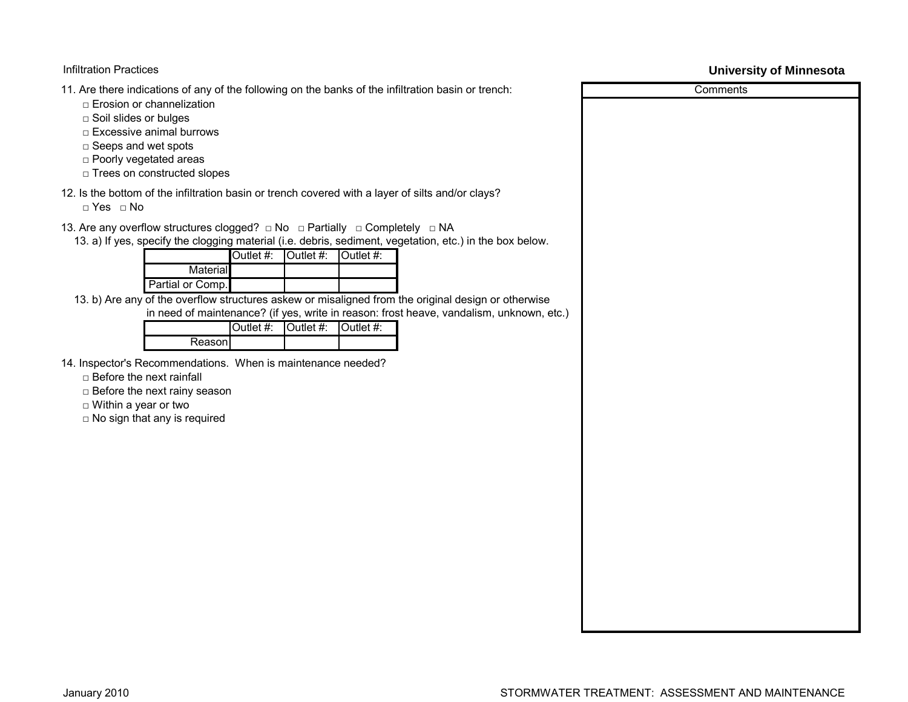11. Are there indications of any of the following on the banks of the infiltration basin or trench:
    - □ Erosion or channelization
    - □ Soil slides or bulges
    - □ Excessive animal burrows
    - □ Seeps and wet spots
    - □ Poorly vegetated areas
    - □ Trees on constructed slopes

12. Is the bottom of the infiltration basin or trench covered with a layer of silts and/or clays?
    □ Yes □ No

13. Are any overflow structures clogged? □ No □ Partially □ Completely □ NA

    13. a) If yes, specify the clogging material (i.e. debris, sediment, vegetation, etc.) in the box below.

| | Outlet #: | Outlet #: | Outlet #: |
|---|---|---|---|
| Material | | | |
| Partial or Comp. | | | |

    13. b) Are any of the overflow structures askew or misaligned from the original design or otherwise in need of maintenance? (if yes, write in reason: frost heave, vandalism, unknown, etc.)

| | Outlet #: | Outlet #: | Outlet #: |
|---|---|---|---|
| Reason | | | |

14. Inspector's Recommendations. When is maintenance needed?
    - □ Before the next rainfall
    - □ Before the next rainy season
    - □ Within a year or two
    - □ No sign that any is required

| Comments |
|---|
| |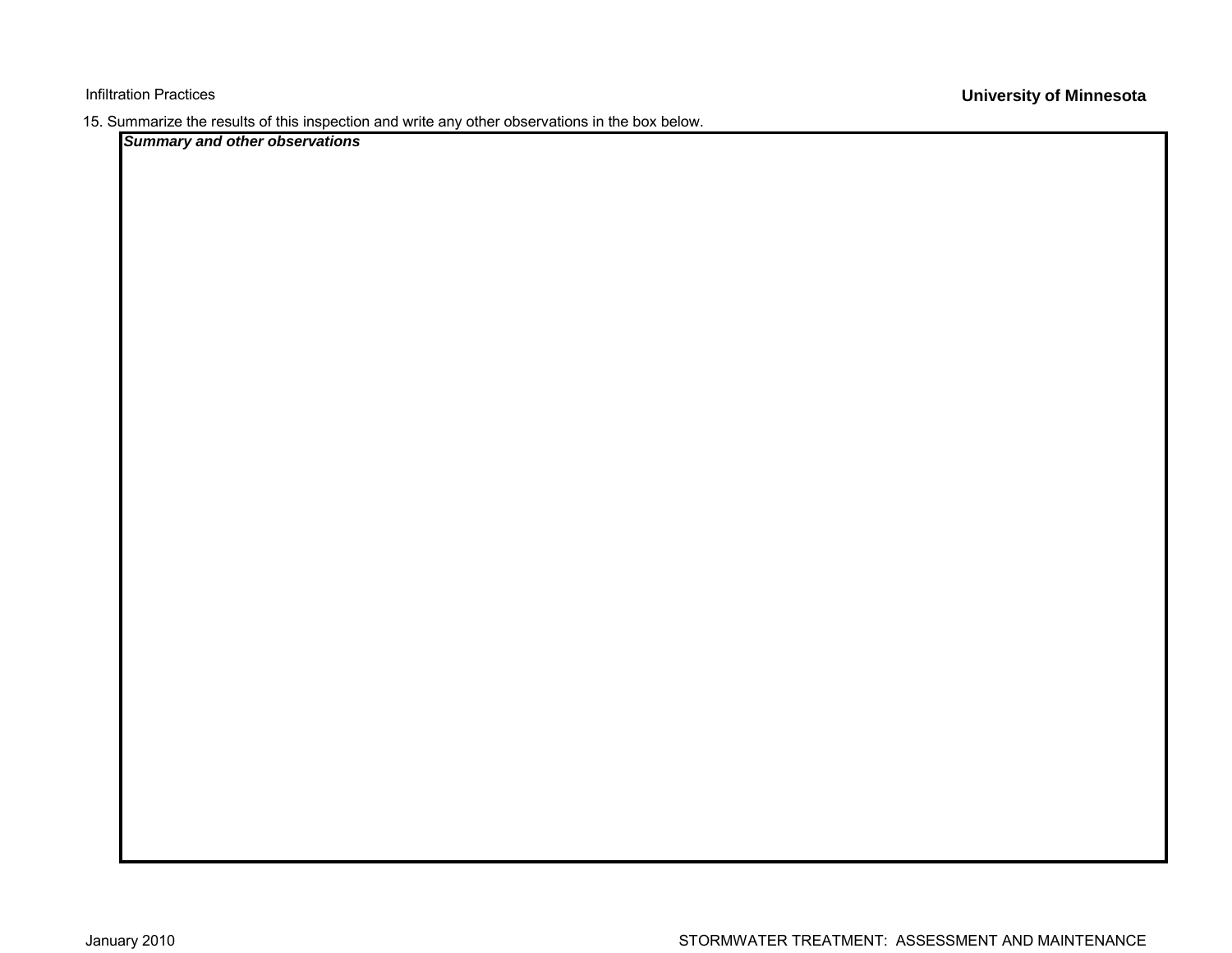15. Summarize the results of this inspection and write any other observations in the box below.

***Summary and other observations***